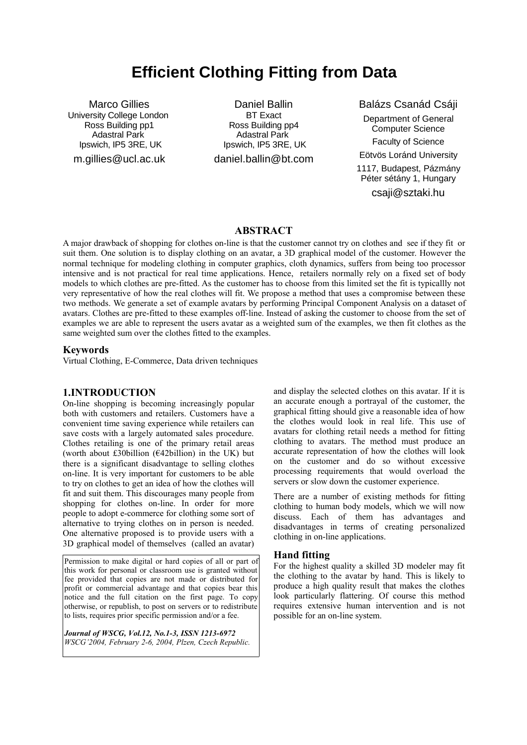# Efficient Clothing Fitting from Data

Marco Gillies
University College London
Ross Building pp1
Adastral Park
Ipswich, IP5 3RE, UK
m.gillies@ucl.ac.uk

Daniel Ballin
BT Exact
Ross Building pp4
Adastral Park
Ipswich, IP5 3RE, UK
daniel.ballin@bt.com

Balázs Csanád Csáji
Department of General Computer Science
Faculty of Science
Eötvös Loránd University
1117, Budapest, Pázmány Péter sétány 1, Hungary
csaji@sztaki.hu

## ABSTRACT

A major drawback of shopping for clothes on-line is that the customer cannot try on clothes and see if they fit or suit them. One solution is to display clothing on an avatar, a 3D graphical model of the customer. However the normal technique for modeling clothing in computer graphics, cloth dynamics, suffers from being too processor intensive and is not practical for real time applications. Hence, retailers normally rely on a fixed set of body models to which clothes are pre-fitted. As the customer has to choose from this limited set the fit is typicallly not very representative of how the real clothes will fit. We propose a method that uses a compromise between these two methods. We generate a set of example avatars by performing Principal Component Analysis on a dataset of avatars. Clothes are pre-fitted to these examples off-line. Instead of asking the customer to choose from the set of examples we are able to represent the users avatar as a weighted sum of the examples, we then fit clothes as the same weighted sum over the clothes fitted to the examples.

### Keywords

Virtual Clothing, E-Commerce, Data driven techniques

## 1.INTRODUCTION

On-line shopping is becoming increasingly popular both with customers and retailers. Customers have a convenient time saving experience while retailers can save costs with a largely automated sales procedure. Clothes retailing is one of the primary retail areas (worth about £30billion (€42billion) in the UK) but there is a significant disadvantage to selling clothes on-line. It is very important for customers to be able to try on clothes to get an idea of how the clothes will fit and suit them. This discourages many people from shopping for clothes on-line. In order for more people to adopt e-commerce for clothing some sort of alternative to trying clothes on in person is needed. One alternative proposed is to provide users with a 3D graphical model of themselves (called an avatar) and display the selected clothes on this avatar. If it is an accurate enough a portrayal of the customer, the graphical fitting should give a reasonable idea of how the clothes would look in real life. This use of avatars for clothing retail needs a method for fitting clothing to avatars. The method must produce an accurate representation of how the clothes will look on the customer and do so without excessive processing requirements that would overload the servers or slow down the customer experience.

Permission to make digital or hard copies of all or part of this work for personal or classroom use is granted without fee provided that copies are not made or distributed for profit or commercial advantage and that copies bear this notice and the full citation on the first page. To copy otherwise, or republish, to post on servers or to redistribute to lists, requires prior specific permission and/or a fee.

*Journal of WSCG, Vol.12, No.1-3, ISSN 1213-6972*
*WSCG'2004, February 2-6, 2004, Plzen, Czech Republic.*

There are a number of existing methods for fitting clothing to human body models, which we will now discuss. Each of them has advantages and disadvantages in terms of creating personalized clothing in on-line applications.

### Hand fitting

For the highest quality a skilled 3D modeler may fit the clothing to the avatar by hand. This is likely to produce a high quality result that makes the clothes look particularly flattering. Of course this method requires extensive human intervention and is not possible for an on-line system.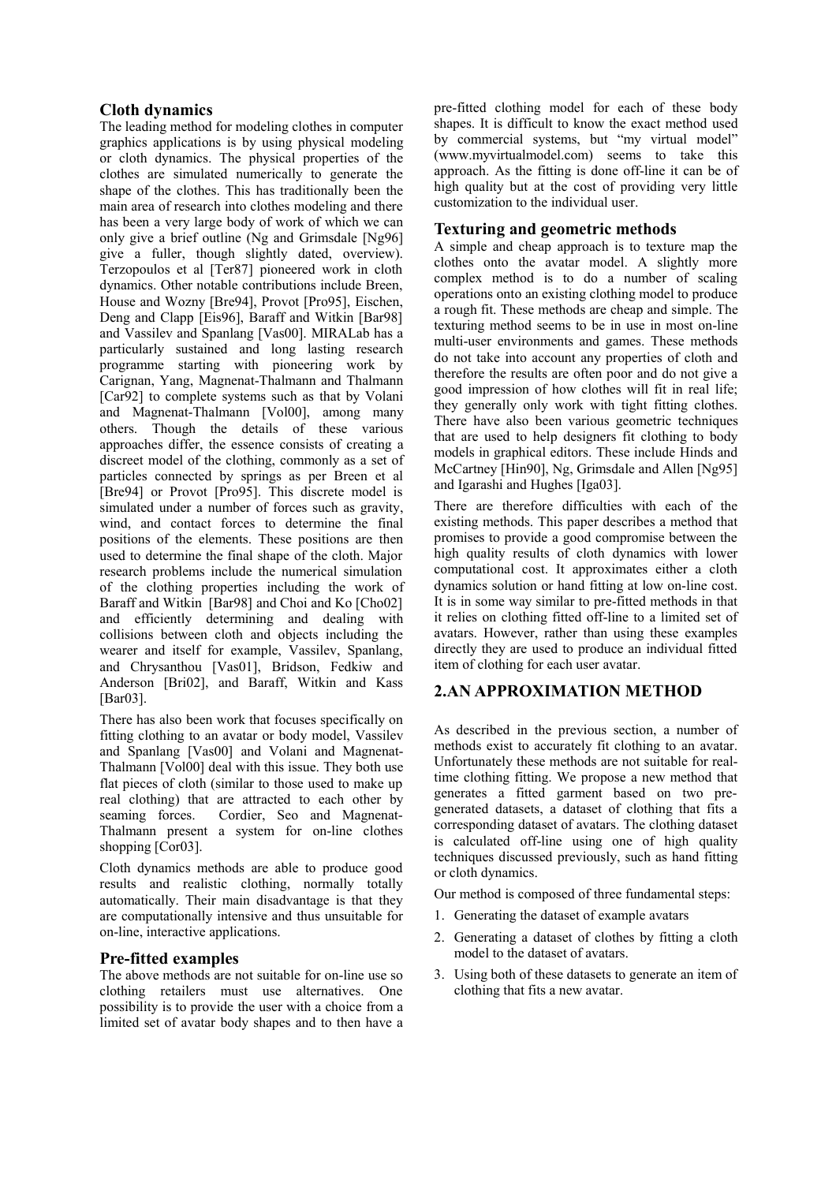### Cloth dynamics

The leading method for modeling clothes in computer graphics applications is by using physical modeling or cloth dynamics. The physical properties of the clothes are simulated numerically to generate the shape of the clothes. This has traditionally been the main area of research into clothes modeling and there has been a very large body of work of which we can only give a brief outline (Ng and Grimsdale [Ng96] give a fuller, though slightly dated, overview). Terzopoulos et al [Ter87] pioneered work in cloth dynamics. Other notable contributions include Breen, House and Wozny [Bre94], Provot [Pro95], Eischen, Deng and Clapp [Eis96], Baraff and Witkin [Bar98] and Vassilev and Spanlang [Vas00]. MIRALab has a particularly sustained and long lasting research programme starting with pioneering work by Carignan, Yang, Magnenat-Thalmann and Thalmann [Car92] to complete systems such as that by Volani and Magnenat-Thalmann [Vol00], among many others. Though the details of these various approaches differ, the essence consists of creating a discreet model of the clothing, commonly as a set of particles connected by springs as per Breen et al [Bre94] or Provot [Pro95]. This discrete model is simulated under a number of forces such as gravity, wind, and contact forces to determine the final positions of the elements. These positions are then used to determine the final shape of the cloth. Major research problems include the numerical simulation of the clothing properties including the work of Baraff and Witkin [Bar98] and Choi and Ko [Cho02] and efficiently determining and dealing with collisions between cloth and objects including the wearer and itself for example, Vassilev, Spanlang, and Chrysanthou [Vas01], Bridson, Fedkiw and Anderson [Bri02], and Baraff, Witkin and Kass [Bar03].

There has also been work that focuses specifically on fitting clothing to an avatar or body model, Vassilev and Spanlang [Vas00] and Volani and Magnenat-Thalmann [Vol00] deal with this issue. They both use flat pieces of cloth (similar to those used to make up real clothing) that are attracted to each other by seaming forces. Cordier, Seo and Magnenat-Thalmann present a system for on-line clothes shopping [Cor03].

Cloth dynamics methods are able to produce good results and realistic clothing, normally totally automatically. Their main disadvantage is that they are computationally intensive and thus unsuitable for on-line, interactive applications.

### Pre-fitted examples

The above methods are not suitable for on-line use so clothing retailers must use alternatives. One possibility is to provide the user with a choice from a limited set of avatar body shapes and to then have a pre-fitted clothing model for each of these body shapes. It is difficult to know the exact method used by commercial systems, but "my virtual model" (www.myvirtualmodel.com) seems to take this approach. As the fitting is done off-line it can be of high quality but at the cost of providing very little customization to the individual user.

### Texturing and geometric methods

A simple and cheap approach is to texture map the clothes onto the avatar model. A slightly more complex method is to do a number of scaling operations onto an existing clothing model to produce a rough fit. These methods are cheap and simple. The texturing method seems to be in use in most on-line multi-user environments and games. These methods do not take into account any properties of cloth and therefore the results are often poor and do not give a good impression of how clothes will fit in real life; they generally only work with tight fitting clothes. There have also been various geometric techniques that are used to help designers fit clothing to body models in graphical editors. These include Hinds and McCartney [Hin90], Ng, Grimsdale and Allen [Ng95] and Igarashi and Hughes [Iga03].

There are therefore difficulties with each of the existing methods. This paper describes a method that promises to provide a good compromise between the high quality results of cloth dynamics with lower computational cost. It approximates either a cloth dynamics solution or hand fitting at low on-line cost. It is in some way similar to pre-fitted methods in that it relies on clothing fitted off-line to a limited set of avatars. However, rather than using these examples directly they are used to produce an individual fitted item of clothing for each user avatar.

## 2.AN APPROXIMATION METHOD

As described in the previous section, a number of methods exist to accurately fit clothing to an avatar. Unfortunately these methods are not suitable for real-time clothing fitting. We propose a new method that generates a fitted garment based on two pre-generated datasets, a dataset of clothing that fits a corresponding dataset of avatars. The clothing dataset is calculated off-line using one of high quality techniques discussed previously, such as hand fitting or cloth dynamics.

Our method is composed of three fundamental steps:

1. Generating the dataset of example avatars
2. Generating a dataset of clothes by fitting a cloth model to the dataset of avatars.
3. Using both of these datasets to generate an item of clothing that fits a new avatar.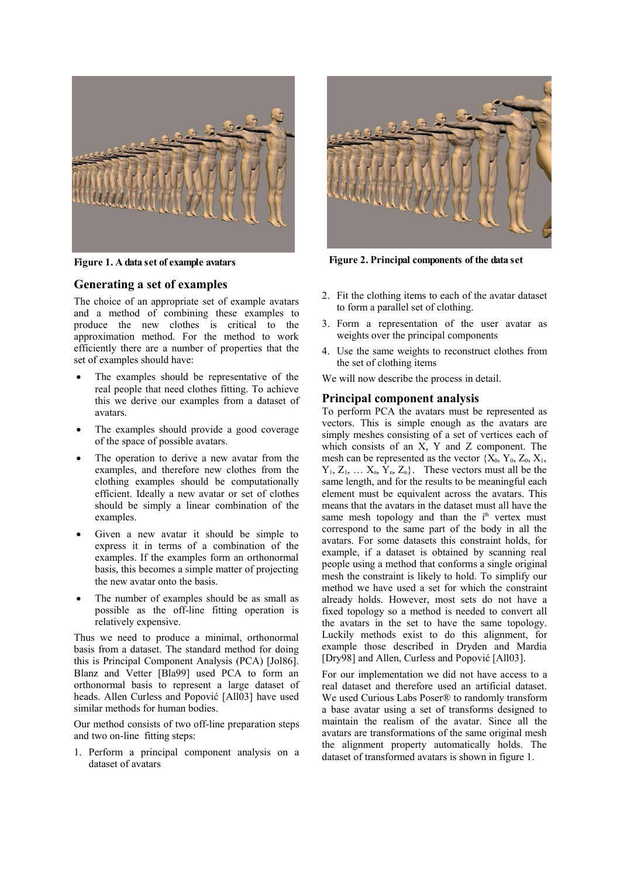Figure 1. A data set of example avatars

Figure 2. Principal components of the data set

## Generating a set of examples

The choice of an appropriate set of example avatars and a method of combining these examples to produce the new clothes is critical to the approximation method. For the method to work efficiently there are a number of properties that the set of examples should have:

- The examples should be representative of the real people that need clothes fitting. To achieve this we derive our examples from a dataset of avatars.
- The examples should provide a good coverage of the space of possible avatars.
- The operation to derive a new avatar from the examples, and therefore new clothes from the clothing examples should be computationally efficient. Ideally a new avatar or set of clothes should be simply a linear combination of the examples.
- Given a new avatar it should be simple to express it in terms of a combination of the examples. If the examples form an orthonormal basis, this becomes a simple matter of projecting the new avatar onto the basis.
- The number of examples should be as small as possible as the off-line fitting operation is relatively expensive.

Thus we need to produce a minimal, orthonormal basis from a dataset. The standard method for doing this is Principal Component Analysis (PCA) [Jol86]. Blanz and Vetter [Bla99] used PCA to form an orthonormal basis to represent a large dataset of heads. Allen Curless and Popović [All03] have used similar methods for human bodies.

Our method consists of two off-line preparation steps and two on-line fitting steps:

1. Perform a principal component analysis on a dataset of avatars
2. Fit the clothing items to each of the avatar dataset to form a parallel set of clothing.
3. Form a representation of the user avatar as weights over the principal components
4. Use the same weights to reconstruct clothes from the set of clothing items

We will now describe the process in detail.

## Principal component analysis

To perform PCA the avatars must be represented as vectors. This is simple enough as the avatars are simply meshes consisting of a set of vertices each of which consists of an X, Y and Z component. The mesh can be represented as the vector $\{X_0, Y_0, Z_0, X_1, Y_1, Z_1, \ldots X_n, Y_n, Z_n\}$. These vectors must all be the same length, and for the results to be meaningful each element must be equivalent across the avatars. This means that the avatars in the dataset must all have the same mesh topology and than the $i^{th}$ vertex must correspond to the same part of the body in all the avatars. For some datasets this constraint holds, for example, if a dataset is obtained by scanning real people using a method that conforms a single original mesh the constraint is likely to hold. To simplify our method we have used a set for which the constraint already holds. However, most sets do not have a fixed topology so a method is needed to convert all the avatars in the set to have the same topology. Luckily methods exist to do this alignment, for example those described in Dryden and Mardia [Dry98] and Allen, Curless and Popović [All03].

For our implementation we did not have access to a real dataset and therefore used an artificial dataset. We used Curious Labs Poser® to randomly transform a base avatar using a set of transforms designed to maintain the realism of the avatar. Since all the avatars are transformations of the same original mesh the alignment property automatically holds. The dataset of transformed avatars is shown in figure 1.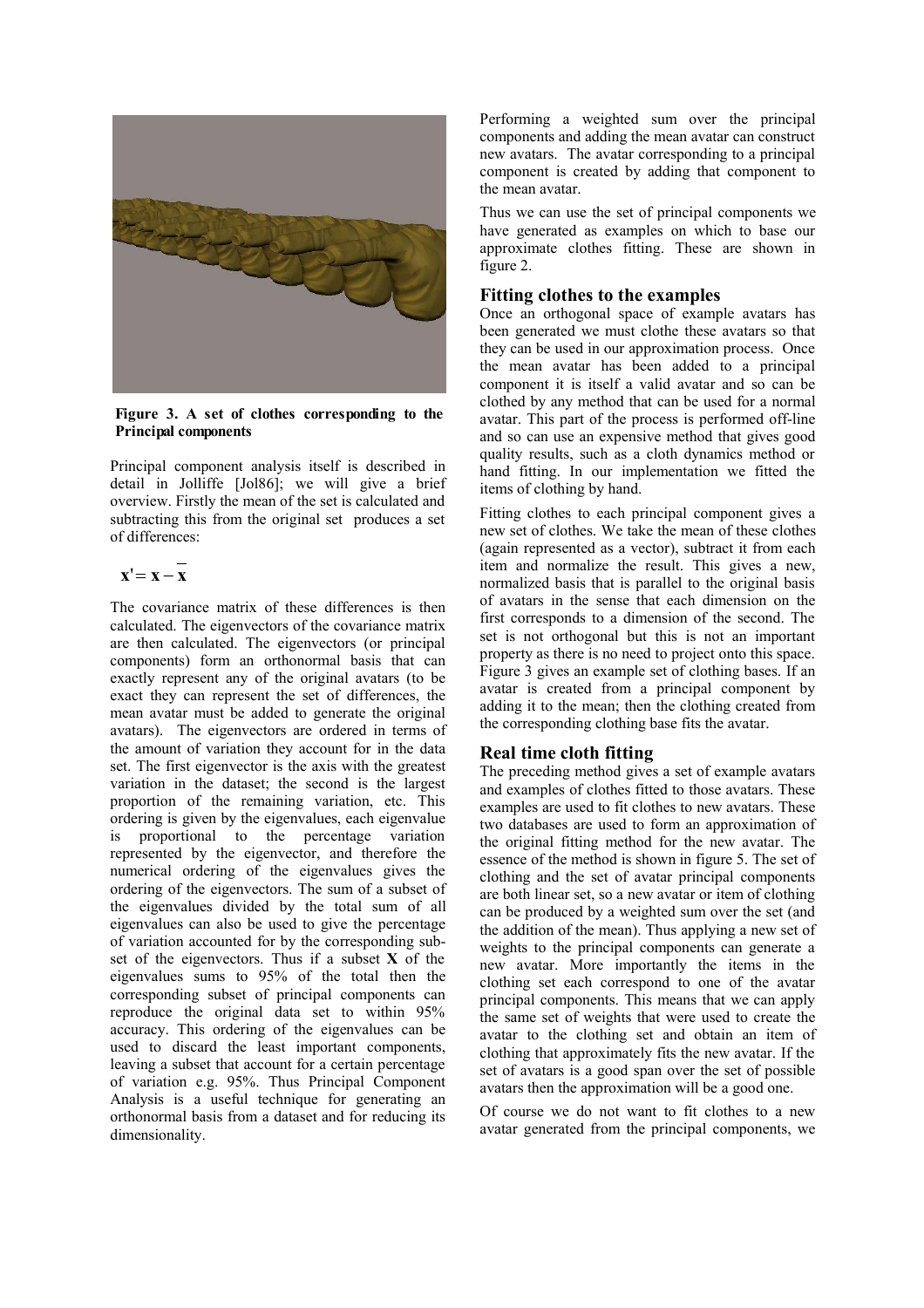Figure 3. A set of clothes corresponding to the Principal components

Principal component analysis itself is described in detail in Jolliffe [Jol86]; we will give a brief overview. Firstly the mean of the set is calculated and subtracting this from the original set produces a set of differences:

$$\mathbf{x}' = \mathbf{x} - \bar{\mathbf{x}}$$

The covariance matrix of these differences is then calculated. The eigenvectors of the covariance matrix are then calculated. The eigenvectors (or principal components) form an orthonormal basis that can exactly represent any of the original avatars (to be exact they can represent the set of differences, the mean avatar must be added to generate the original avatars). The eigenvectors are ordered in terms of the amount of variation they account for in the data set. The first eigenvector is the axis with the greatest variation in the dataset; the second is the largest proportion of the remaining variation, etc. This ordering is given by the eigenvalues, each eigenvalue is proportional to the percentage variation represented by the eigenvector, and therefore the numerical ordering of the eigenvalues gives the ordering of the eigenvectors. The sum of a subset of the eigenvalues divided by the total sum of all eigenvalues can also be used to give the percentage of variation accounted for by the corresponding sub-set of the eigenvectors. Thus if a subset **X** of the eigenvalues sums to 95% of the total then the corresponding subset of principal components can reproduce the original data set to within 95% accuracy. This ordering of the eigenvalues can be used to discard the least important components, leaving a subset that account for a certain percentage of variation e.g. 95%. Thus Principal Component Analysis is a useful technique for generating an orthonormal basis from a dataset and for reducing its dimensionality.

Performing a weighted sum over the principal components and adding the mean avatar can construct new avatars. The avatar corresponding to a principal component is created by adding that component to the mean avatar.

Thus we can use the set of principal components we have generated as examples on which to base our approximate clothes fitting. These are shown in figure 2.

## Fitting clothes to the examples

Once an orthogonal space of example avatars has been generated we must clothe these avatars so that they can be used in our approximation process. Once the mean avatar has been added to a principal component it is itself a valid avatar and so can be clothed by any method that can be used for a normal avatar. This part of the process is performed off-line and so can use an expensive method that gives good quality results, such as a cloth dynamics method or hand fitting. In our implementation we fitted the items of clothing by hand.

Fitting clothes to each principal component gives a new set of clothes. We take the mean of these clothes (again represented as a vector), subtract it from each item and normalize the result. This gives a new, normalized basis that is parallel to the original basis of avatars in the sense that each dimension on the first corresponds to a dimension of the second. The set is not orthogonal but this is not an important property as there is no need to project onto this space. Figure 3 gives an example set of clothing bases. If an avatar is created from a principal component by adding it to the mean; then the clothing created from the corresponding clothing base fits the avatar.

## Real time cloth fitting

The preceding method gives a set of example avatars and examples of clothes fitted to those avatars. These examples are used to fit clothes to new avatars. These two databases are used to form an approximation of the original fitting method for the new avatar. The essence of the method is shown in figure 5. The set of clothing and the set of avatar principal components are both linear set, so a new avatar or item of clothing can be produced by a weighted sum over the set (and the addition of the mean). Thus applying a new set of weights to the principal components can generate a new avatar. More importantly the items in the clothing set each correspond to one of the avatar principal components. This means that we can apply the same set of weights that were used to create the avatar to the clothing set and obtain an item of clothing that approximately fits the new avatar. If the set of avatars is a good span over the set of possible avatars then the approximation will be a good one.

Of course we do not want to fit clothes to a new avatar generated from the principal components, we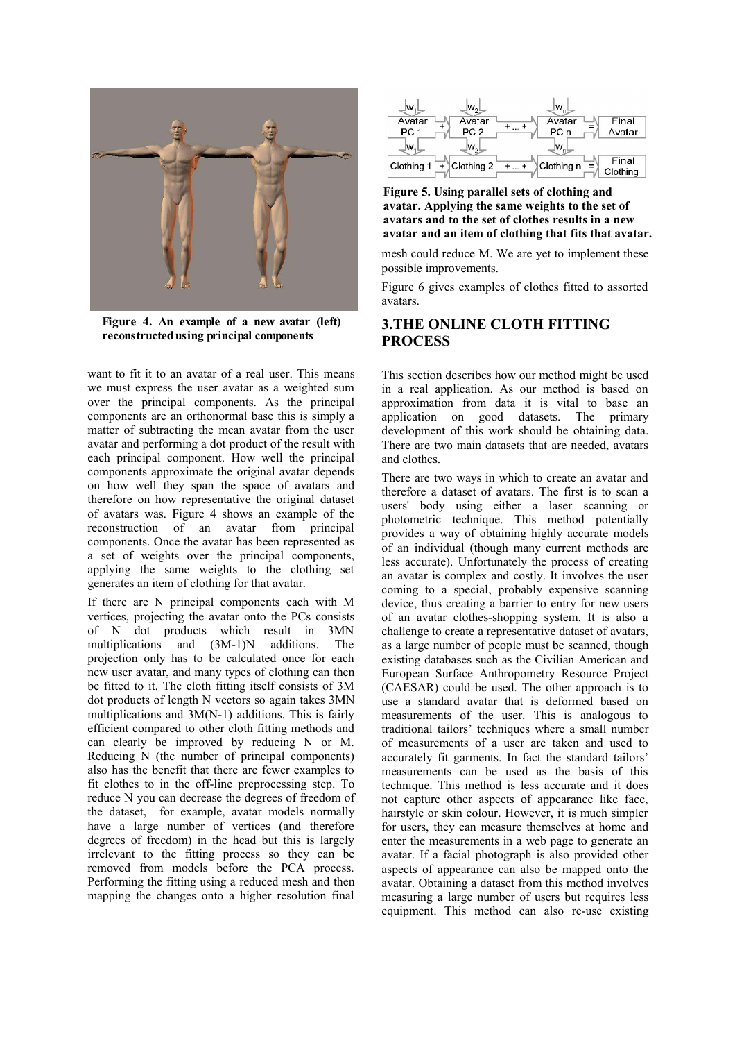Figure 4. An example of a new avatar (left) reconstructed using principal components

want to fit it to an avatar of a real user. This means we must express the user avatar as a weighted sum over the principal components. As the principal components are an orthonormal base this is simply a matter of subtracting the mean avatar from the user avatar and performing a dot product of the result with each principal component. How well the principal components approximate the original avatar depends on how well they span the space of avatars and therefore on how representative the original dataset of avatars was. Figure 4 shows an example of the reconstruction of an avatar from principal components. Once the avatar has been represented as a set of weights over the principal components, applying the same weights to the clothing set generates an item of clothing for that avatar.

If there are N principal components each with M vertices, projecting the avatar onto the PCs consists of N dot products which result in 3MN multiplications and (3M-1)N additions. The projection only has to be calculated once for each new user avatar, and many types of clothing can then be fitted to it. The cloth fitting itself consists of 3M dot products of length N vectors so again takes 3MN multiplications and 3M(N-1) additions. This is fairly efficient compared to other cloth fitting methods and can clearly be improved by reducing N or M. Reducing N (the number of principal components) also has the benefit that there are fewer examples to fit clothes to in the off-line preprocessing step. To reduce N you can decrease the degrees of freedom of the dataset, for example, avatar models normally have a large number of vertices (and therefore degrees of freedom) in the head but this is largely irrelevant to the fitting process so they can be removed from models before the PCA process. Performing the fitting using a reduced mesh and then mapping the changes onto a higher resolution final mesh could reduce M. We are yet to implement these possible improvements.

Figure 5. Using parallel sets of clothing and avatar. Applying the same weights to the set of avatars and to the set of clothes results in a new avatar and an item of clothing that fits that avatar.

Figure 6 gives examples of clothes fitted to assorted avatars.

## 3.THE ONLINE CLOTH FITTING PROCESS

This section describes how our method might be used in a real application. As our method is based on approximation from data it is vital to base an application on good datasets. The primary development of this work should be obtaining data. There are two main datasets that are needed, avatars and clothes.

There are two ways in which to create an avatar and therefore a dataset of avatars. The first is to scan a users' body using either a laser scanning or photometric technique. This method potentially provides a way of obtaining highly accurate models of an individual (though many current methods are less accurate). Unfortunately the process of creating an avatar is complex and costly. It involves the user coming to a special, probably expensive scanning device, thus creating a barrier to entry for new users of an avatar clothes-shopping system. It is also a challenge to create a representative dataset of avatars, as a large number of people must be scanned, though existing databases such as the Civilian American and European Surface Anthropometry Resource Project (CAESAR) could be used. The other approach is to use a standard avatar that is deformed based on measurements of the user. This is analogous to traditional tailors' techniques where a small number of measurements of a user are taken and used to accurately fit garments. In fact the standard tailors' measurements can be used as the basis of this technique. This method is less accurate and it does not capture other aspects of appearance like face, hairstyle or skin colour. However, it is much simpler for users, they can measure themselves at home and enter the measurements in a web page to generate an avatar. If a facial photograph is also provided other aspects of appearance can also be mapped onto the avatar. Obtaining a dataset from this method involves measuring a large number of users but requires less equipment. This method can also re-use existing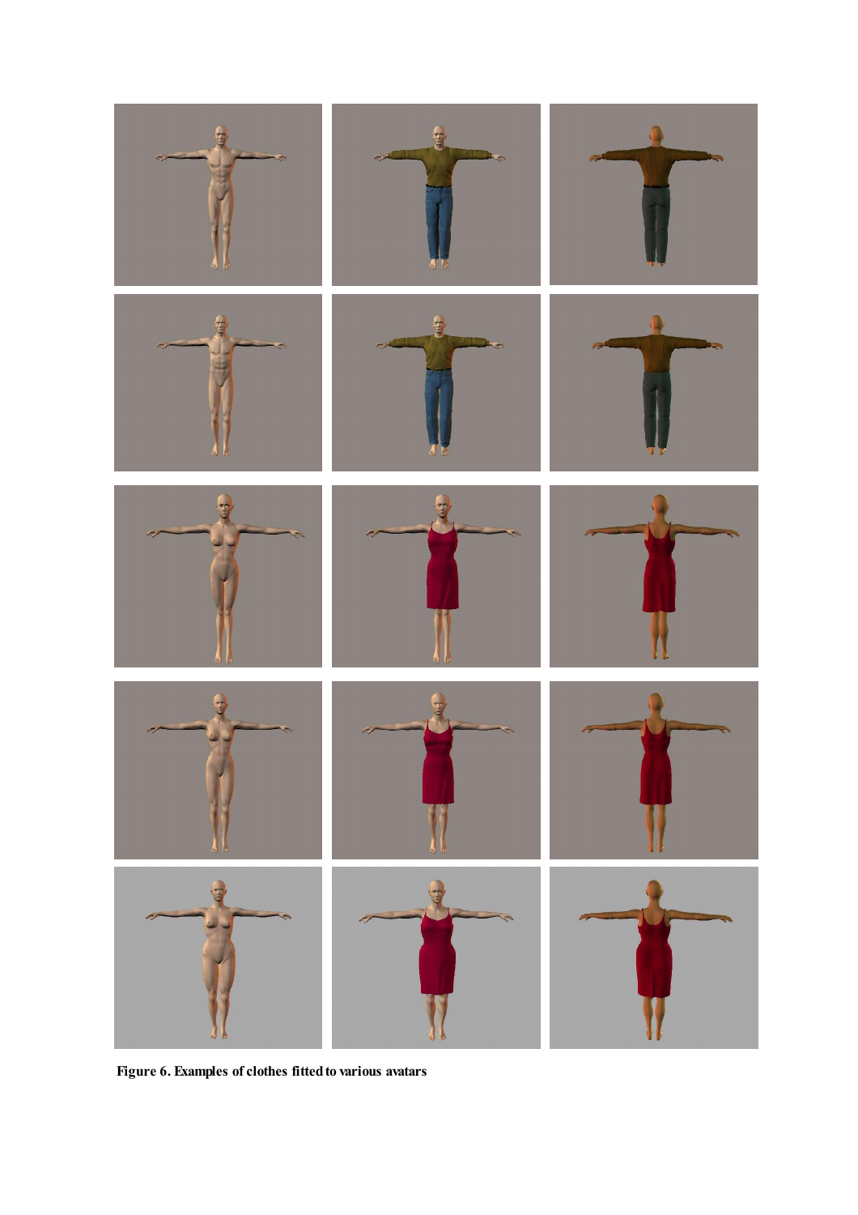**Figure 6. Examples of clothes fitted to various avatars**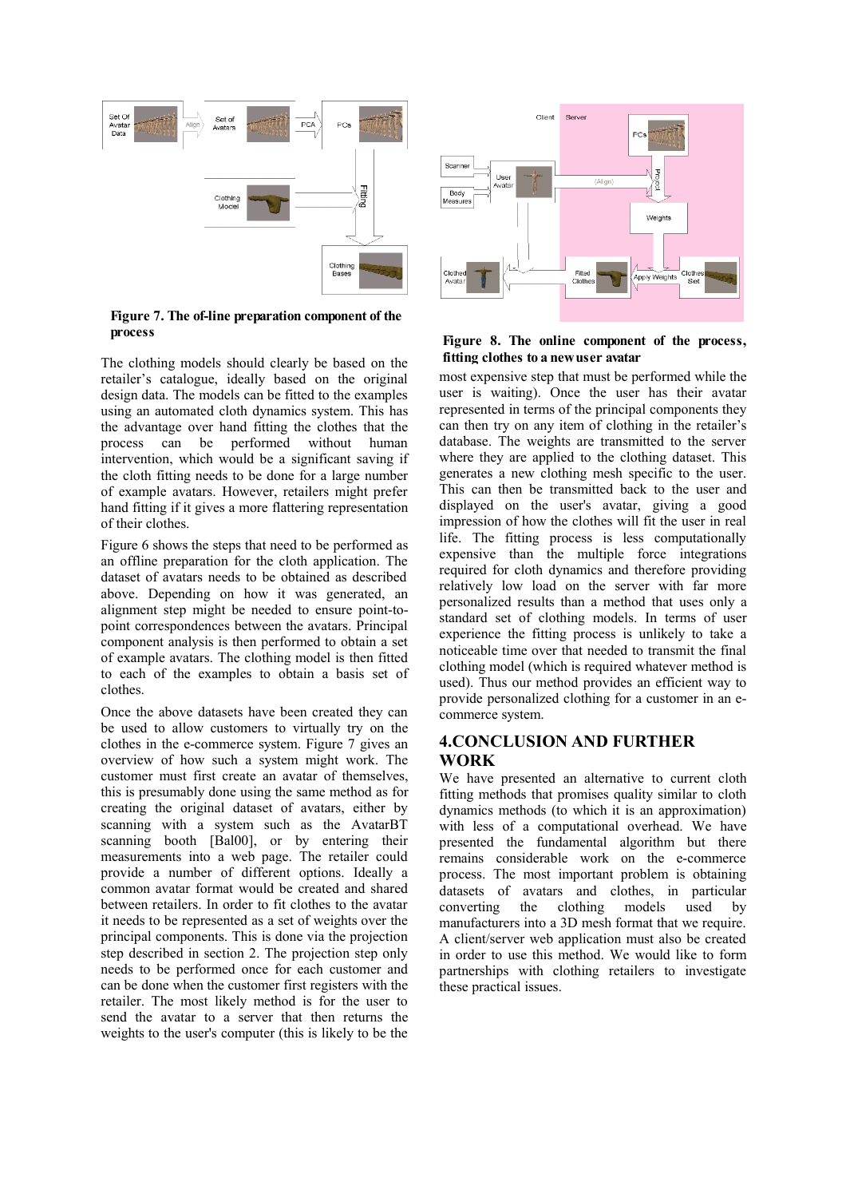**Figure 7. The of-line preparation component of the process**

The clothing models should clearly be based on the retailer's catalogue, ideally based on the original design data. The models can be fitted to the examples using an automated cloth dynamics system. This has the advantage over hand fitting the clothes that the process can be performed without human intervention, which would be a significant saving if the cloth fitting needs to be done for a large number of example avatars. However, retailers might prefer hand fitting if it gives a more flattering representation of their clothes.

Figure 6 shows the steps that need to be performed as an offline preparation for the cloth application. The dataset of avatars needs to be obtained as described above. Depending on how it was generated, an alignment step might be needed to ensure point-to-point correspondences between the avatars. Principal component analysis is then performed to obtain a set of example avatars. The clothing model is then fitted to each of the examples to obtain a basis set of clothes.

Once the above datasets have been created they can be used to allow customers to virtually try on the clothes in the e-commerce system. Figure 7 gives an overview of how such a system might work. The customer must first create an avatar of themselves, this is presumably done using the same method as for creating the original dataset of avatars, either by scanning with a system such as the AvatarBT scanning booth [Bal00], or by entering their measurements into a web page. The retailer could provide a number of different options. Ideally a common avatar format would be created and shared between retailers. In order to fit clothes to the avatar it needs to be represented as a set of weights over the principal components. This is done via the projection step described in section 2. The projection step only needs to be performed once for each customer and can be done when the customer first registers with the retailer. The most likely method is for the user to send the avatar to a server that then returns the weights to the user's computer (this is likely to be the most expensive step that must be performed while the user is waiting). Once the user has their avatar represented in terms of the principal components they can then try on any item of clothing in the retailer's database. The weights are transmitted to the server where they are applied to the clothing dataset. This generates a new clothing mesh specific to the user. This can then be transmitted back to the user and displayed on the user's avatar, giving a good impression of how the clothes will fit the user in real life. The fitting process is less computationally expensive than the multiple force integrations required for cloth dynamics and therefore providing relatively low load on the server with far more personalized results than a method that uses only a standard set of clothing models. In terms of user experience the fitting process is unlikely to take a noticeable time over that needed to transmit the final clothing model (which is required whatever method is used). Thus our method provides an efficient way to provide personalized clothing for a customer in an e-commerce system.

**Figure 8. The online component of the process, fitting clothes to a new user avatar**

## 4.CONCLUSION AND FURTHER WORK

We have presented an alternative to current cloth fitting methods that promises quality similar to cloth dynamics methods (to which it is an approximation) with less of a computational overhead. We have presented the fundamental algorithm but there remains considerable work on the e-commerce process. The most important problem is obtaining datasets of avatars and clothes, in particular converting the clothing models used by manufacturers into a 3D mesh format that we require. A client/server web application must also be created in order to use this method. We would like to form partnerships with clothing retailers to investigate these practical issues.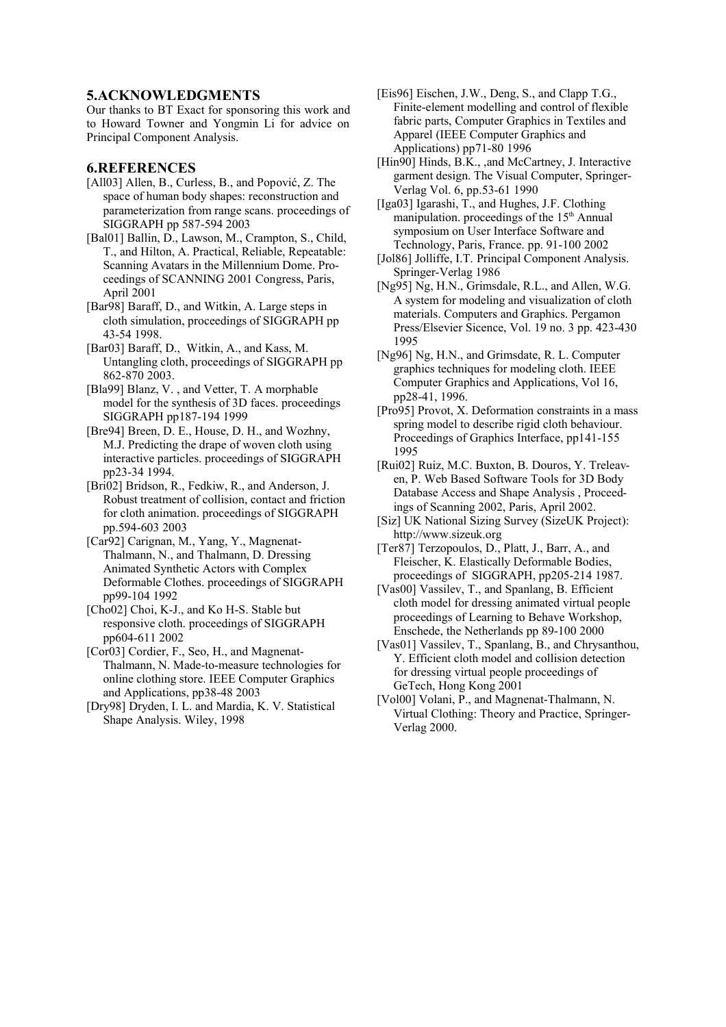## 5.ACKNOWLEDGMENTS

Our thanks to BT Exact for sponsoring this work and to Howard Towner and Yongmin Li for advice on Principal Component Analysis.

## 6.REFERENCES

[All03] Allen, B., Curless, B., and Popović, Z. The space of human body shapes: reconstruction and parameterization from range scans. proceedings of SIGGRAPH pp 587-594 2003

[Bal01] Ballin, D., Lawson, M., Crampton, S., Child, T., and Hilton, A. Practical, Reliable, Repeatable: Scanning Avatars in the Millennium Dome. Proceedings of SCANNING 2001 Congress, Paris, April 2001

[Bar98] Baraff, D., and Witkin, A. Large steps in cloth simulation, proceedings of SIGGRAPH pp 43-54 1998.

[Bar03] Baraff, D., Witkin, A., and Kass, M. Untangling cloth, proceedings of SIGGRAPH pp 862-870 2003.

[Bla99] Blanz, V. , and Vetter, T. A morphable model for the synthesis of 3D faces. proceedings SIGGRAPH pp187-194 1999

[Bre94] Breen, D. E., House, D. H., and Wozhny, M.J. Predicting the drape of woven cloth using interactive particles. proceedings of SIGGRAPH pp23-34 1994.

[Bri02] Bridson, R., Fedkiw, R., and Anderson, J. Robust treatment of collision, contact and friction for cloth animation. proceedings of SIGGRAPH pp.594-603 2003

[Car92] Carignan, M., Yang, Y., Magnenat-Thalmann, N., and Thalmann, D. Dressing Animated Synthetic Actors with Complex Deformable Clothes. proceedings of SIGGRAPH pp99-104 1992

[Cho02] Choi, K-J., and Ko H-S. Stable but responsive cloth. proceedings of SIGGRAPH pp604-611 2002

[Cor03] Cordier, F., Seo, H., and Magnenat-Thalmann, N. Made-to-measure technologies for online clothing store. IEEE Computer Graphics and Applications, pp38-48 2003

[Dry98] Dryden, I. L. and Mardia, K. V. Statistical Shape Analysis. Wiley, 1998

[Eis96] Eischen, J.W., Deng, S., and Clapp T.G., Finite-element modelling and control of flexible fabric parts, Computer Graphics in Textiles and Apparel (IEEE Computer Graphics and Applications) pp71-80 1996

[Hin90] Hinds, B.K., ,and McCartney, J. Interactive garment design. The Visual Computer, Springer-Verlag Vol. 6, pp.53-61 1990

[Iga03] Igarashi, T., and Hughes, J.F. Clothing manipulation. proceedings of the 15th Annual symposium on User Interface Software and Technology, Paris, France. pp. 91-100 2002

[Jol86] Jolliffe, I.T. Principal Component Analysis. Springer-Verlag 1986

[Ng95] Ng, H.N., Grimsdale, R.L., and Allen, W.G. A system for modeling and visualization of cloth materials. Computers and Graphics. Pergamon Press/Elsevier Sicence, Vol. 19 no. 3 pp. 423-430 1995

[Ng96] Ng, H.N., and Grimsdate, R. L. Computer graphics techniques for modeling cloth. IEEE Computer Graphics and Applications, Vol 16, pp28-41, 1996.

[Pro95] Provot, X. Deformation constraints in a mass spring model to describe rigid cloth behaviour. Proceedings of Graphics Interface, pp141-155 1995

[Rui02] Ruiz, M.C. Buxton, B. Douros, Y. Treleaven, P. Web Based Software Tools for 3D Body Database Access and Shape Analysis , Proceedings of Scanning 2002, Paris, April 2002.

[Siz] UK National Sizing Survey (SizeUK Project): http://www.sizeuk.org

[Ter87] Terzopoulos, D., Platt, J., Barr, A., and Fleischer, K. Elastically Deformable Bodies, proceedings of SIGGRAPH, pp205-214 1987.

[Vas00] Vassilev, T., and Spanlang, B. Efficient cloth model for dressing animated virtual people proceedings of Learning to Behave Workshop, Enschede, the Netherlands pp 89-100 2000

[Vas01] Vassilev, T., Spanlang, B., and Chrysanthou, Y. Efficient cloth model and collision detection for dressing virtual people proceedings of GeTech, Hong Kong 2001

[Vol00] Volani, P., and Magnenat-Thalmann, N. Virtual Clothing: Theory and Practice, Springer-Verlag 2000.